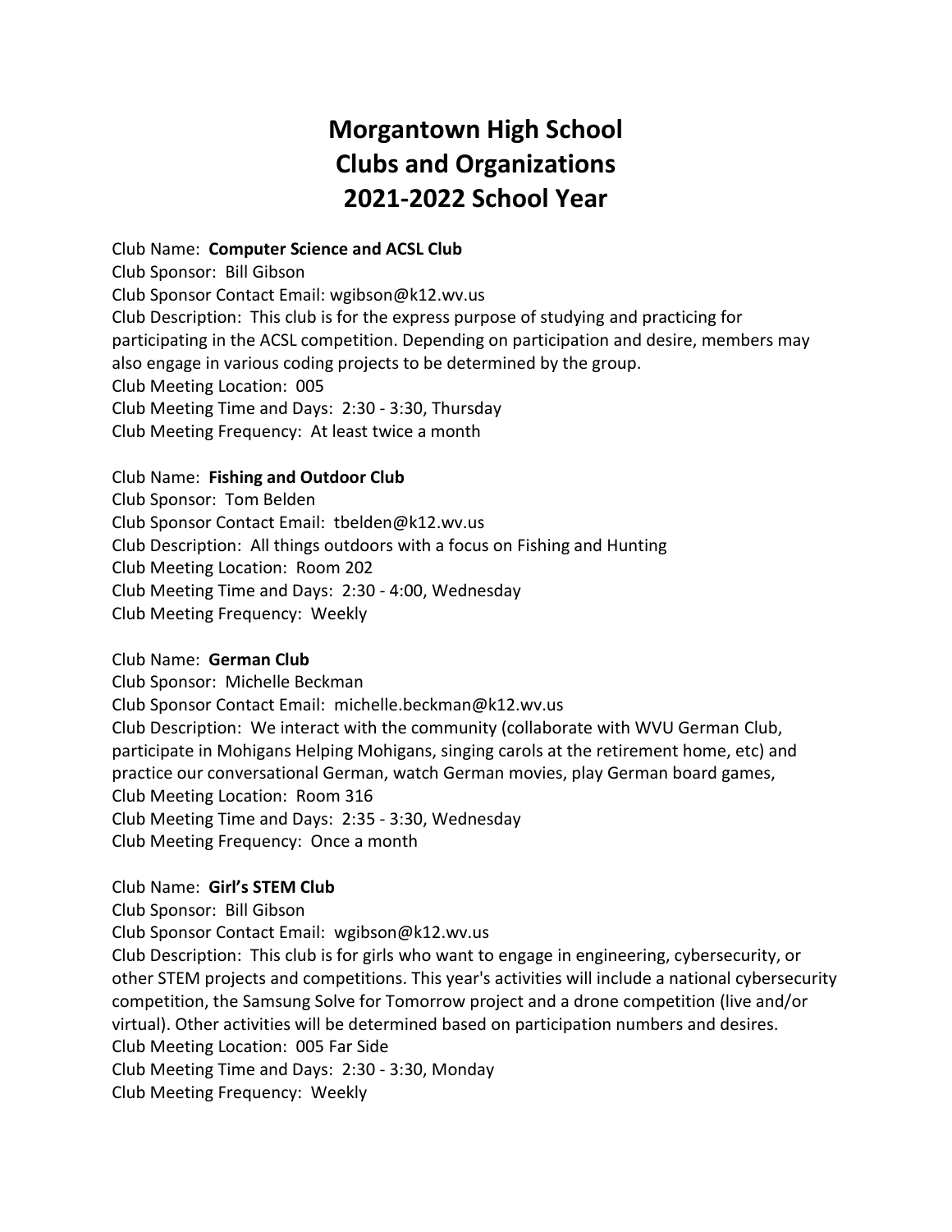# Morgantown High School
# Clubs and Organizations
# 2021-2022 School Year

Club Name: **Computer Science and ACSL Club**
Club Sponsor: Bill Gibson
Club Sponsor Contact Email: wgibson@k12.wv.us
Club Description: This club is for the express purpose of studying and practicing for participating in the ACSL competition. Depending on participation and desire, members may also engage in various coding projects to be determined by the group.
Club Meeting Location: 005
Club Meeting Time and Days: 2:30 - 3:30, Thursday
Club Meeting Frequency: At least twice a month

Club Name: **Fishing and Outdoor Club**
Club Sponsor: Tom Belden
Club Sponsor Contact Email: tbelden@k12.wv.us
Club Description: All things outdoors with a focus on Fishing and Hunting
Club Meeting Location: Room 202
Club Meeting Time and Days: 2:30 - 4:00, Wednesday
Club Meeting Frequency: Weekly

Club Name: **German Club**
Club Sponsor: Michelle Beckman
Club Sponsor Contact Email: michelle.beckman@k12.wv.us
Club Description: We interact with the community (collaborate with WVU German Club, participate in Mohigans Helping Mohigans, singing carols at the retirement home, etc) and practice our conversational German, watch German movies, play German board games,
Club Meeting Location: Room 316
Club Meeting Time and Days: 2:35 - 3:30, Wednesday
Club Meeting Frequency: Once a month

Club Name: **Girl's STEM Club**
Club Sponsor: Bill Gibson
Club Sponsor Contact Email: wgibson@k12.wv.us
Club Description: This club is for girls who want to engage in engineering, cybersecurity, or other STEM projects and competitions. This year's activities will include a national cybersecurity competition, the Samsung Solve for Tomorrow project and a drone competition (live and/or virtual). Other activities will be determined based on participation numbers and desires.
Club Meeting Location: 005 Far Side
Club Meeting Time and Days: 2:30 - 3:30, Monday
Club Meeting Frequency: Weekly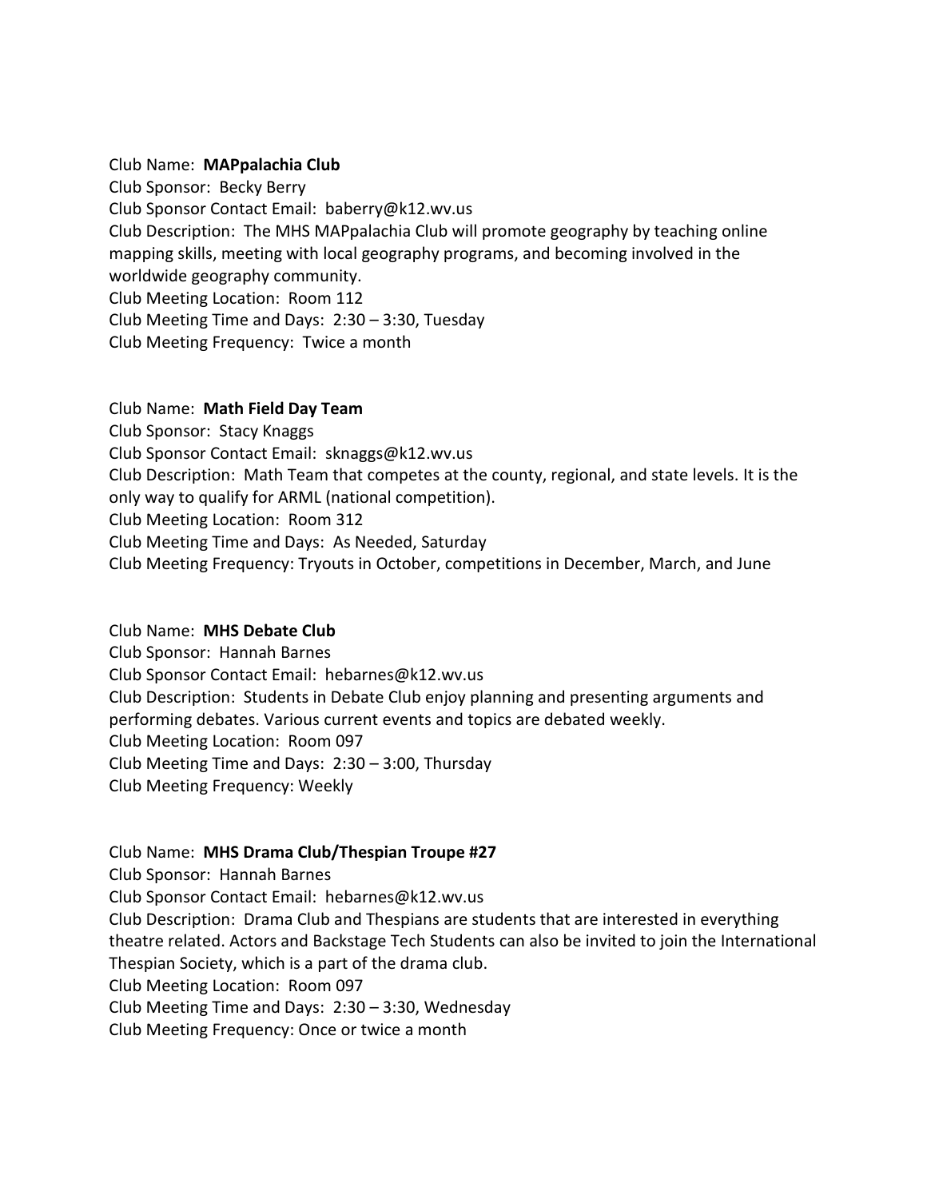Club Name: **MAPpalachia Club**
Club Sponsor: Becky Berry
Club Sponsor Contact Email: baberry@k12.wv.us
Club Description: The MHS MAPpalachia Club will promote geography by teaching online mapping skills, meeting with local geography programs, and becoming involved in the worldwide geography community.
Club Meeting Location: Room 112
Club Meeting Time and Days: 2:30 – 3:30, Tuesday
Club Meeting Frequency: Twice a month

Club Name: **Math Field Day Team**
Club Sponsor: Stacy Knaggs
Club Sponsor Contact Email: sknaggs@k12.wv.us
Club Description: Math Team that competes at the county, regional, and state levels. It is the only way to qualify for ARML (national competition).
Club Meeting Location: Room 312
Club Meeting Time and Days: As Needed, Saturday
Club Meeting Frequency: Tryouts in October, competitions in December, March, and June

Club Name: **MHS Debate Club**
Club Sponsor: Hannah Barnes
Club Sponsor Contact Email: hebarnes@k12.wv.us
Club Description: Students in Debate Club enjoy planning and presenting arguments and performing debates. Various current events and topics are debated weekly.
Club Meeting Location: Room 097
Club Meeting Time and Days: 2:30 – 3:00, Thursday
Club Meeting Frequency: Weekly

Club Name: **MHS Drama Club/Thespian Troupe #27**
Club Sponsor: Hannah Barnes
Club Sponsor Contact Email: hebarnes@k12.wv.us
Club Description: Drama Club and Thespians are students that are interested in everything theatre related. Actors and Backstage Tech Students can also be invited to join the International Thespian Society, which is a part of the drama club.
Club Meeting Location: Room 097
Club Meeting Time and Days: 2:30 – 3:30, Wednesday
Club Meeting Frequency: Once or twice a month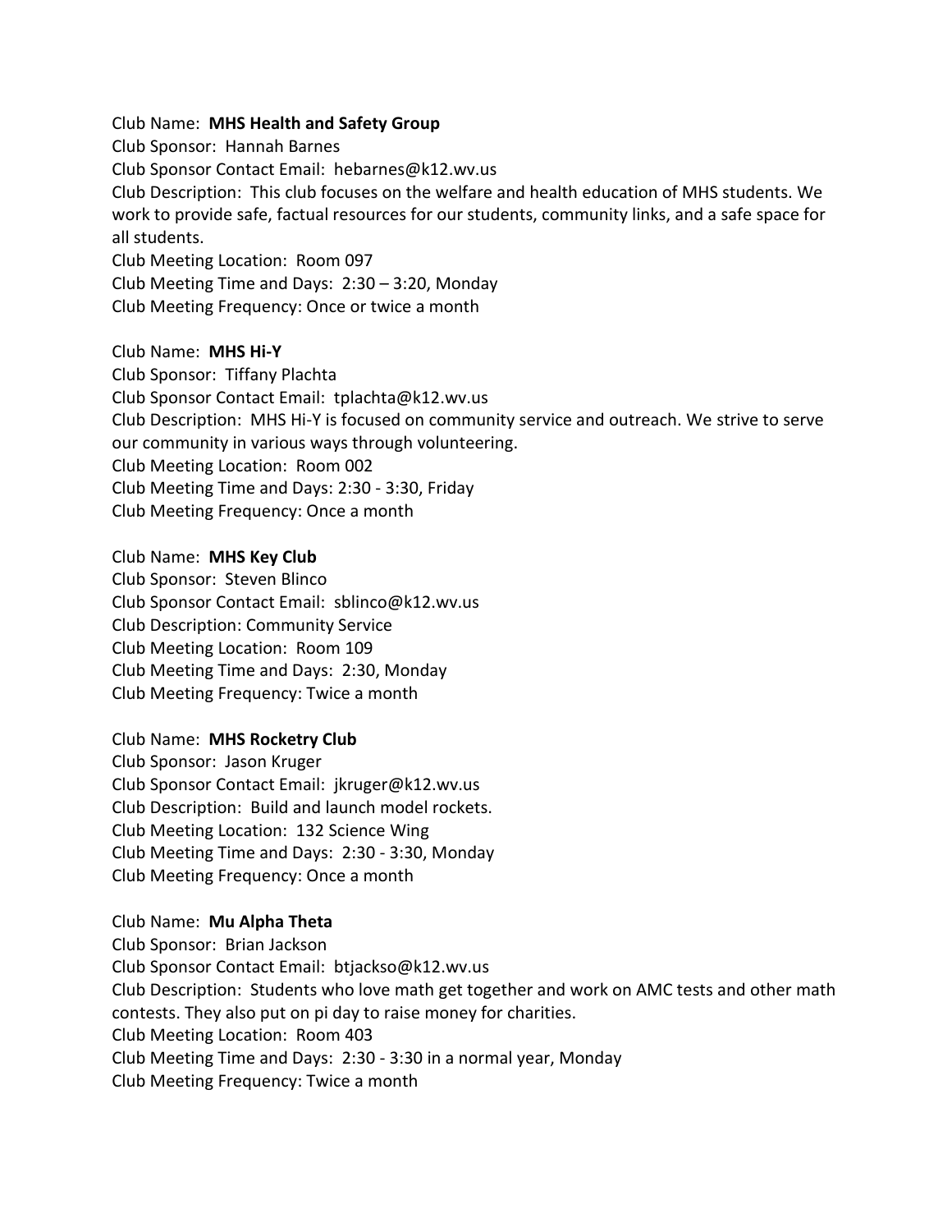Club Name: **MHS Health and Safety Group**
Club Sponsor: Hannah Barnes
Club Sponsor Contact Email: hebarnes@k12.wv.us
Club Description: This club focuses on the welfare and health education of MHS students. We work to provide safe, factual resources for our students, community links, and a safe space for all students.
Club Meeting Location: Room 097
Club Meeting Time and Days: 2:30 – 3:20, Monday
Club Meeting Frequency: Once or twice a month

Club Name: **MHS Hi-Y**
Club Sponsor: Tiffany Plachta
Club Sponsor Contact Email: tplachta@k12.wv.us
Club Description: MHS Hi-Y is focused on community service and outreach. We strive to serve our community in various ways through volunteering.
Club Meeting Location: Room 002
Club Meeting Time and Days: 2:30 - 3:30, Friday
Club Meeting Frequency: Once a month

Club Name: **MHS Key Club**
Club Sponsor: Steven Blinco
Club Sponsor Contact Email: sblinco@k12.wv.us
Club Description: Community Service
Club Meeting Location: Room 109
Club Meeting Time and Days: 2:30, Monday
Club Meeting Frequency: Twice a month

Club Name: **MHS Rocketry Club**
Club Sponsor: Jason Kruger
Club Sponsor Contact Email: jkruger@k12.wv.us
Club Description: Build and launch model rockets.
Club Meeting Location: 132 Science Wing
Club Meeting Time and Days: 2:30 - 3:30, Monday
Club Meeting Frequency: Once a month

Club Name: **Mu Alpha Theta**
Club Sponsor: Brian Jackson
Club Sponsor Contact Email: btjackso@k12.wv.us
Club Description: Students who love math get together and work on AMC tests and other math contests. They also put on pi day to raise money for charities.
Club Meeting Location: Room 403
Club Meeting Time and Days: 2:30 - 3:30 in a normal year, Monday
Club Meeting Frequency: Twice a month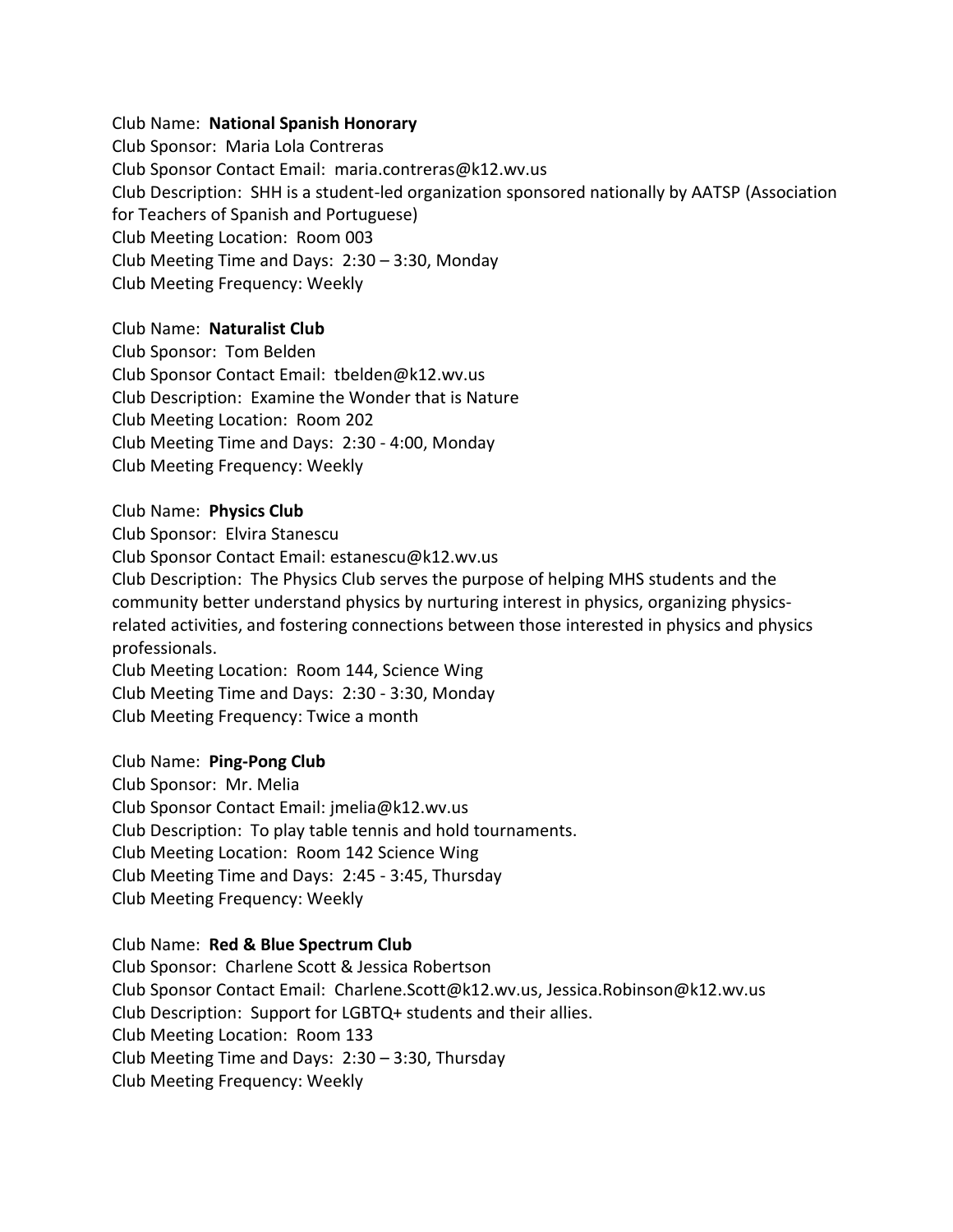Club Name: **National Spanish Honorary**
Club Sponsor: Maria Lola Contreras
Club Sponsor Contact Email: maria.contreras@k12.wv.us
Club Description: SHH is a student-led organization sponsored nationally by AATSP (Association for Teachers of Spanish and Portuguese)
Club Meeting Location: Room 003
Club Meeting Time and Days: 2:30 – 3:30, Monday
Club Meeting Frequency: Weekly

Club Name: **Naturalist Club**
Club Sponsor: Tom Belden
Club Sponsor Contact Email: tbelden@k12.wv.us
Club Description: Examine the Wonder that is Nature
Club Meeting Location: Room 202
Club Meeting Time and Days: 2:30 - 4:00, Monday
Club Meeting Frequency: Weekly

Club Name: **Physics Club**
Club Sponsor: Elvira Stanescu
Club Sponsor Contact Email: estanescu@k12.wv.us
Club Description: The Physics Club serves the purpose of helping MHS students and the community better understand physics by nurturing interest in physics, organizing physics-related activities, and fostering connections between those interested in physics and physics professionals.
Club Meeting Location: Room 144, Science Wing
Club Meeting Time and Days: 2:30 - 3:30, Monday
Club Meeting Frequency: Twice a month

Club Name: **Ping-Pong Club**
Club Sponsor: Mr. Melia
Club Sponsor Contact Email: jmelia@k12.wv.us
Club Description: To play table tennis and hold tournaments.
Club Meeting Location: Room 142 Science Wing
Club Meeting Time and Days: 2:45 - 3:45, Thursday
Club Meeting Frequency: Weekly

Club Name: **Red & Blue Spectrum Club**
Club Sponsor: Charlene Scott & Jessica Robertson
Club Sponsor Contact Email: Charlene.Scott@k12.wv.us, Jessica.Robinson@k12.wv.us
Club Description: Support for LGBTQ+ students and their allies.
Club Meeting Location: Room 133
Club Meeting Time and Days: 2:30 – 3:30, Thursday
Club Meeting Frequency: Weekly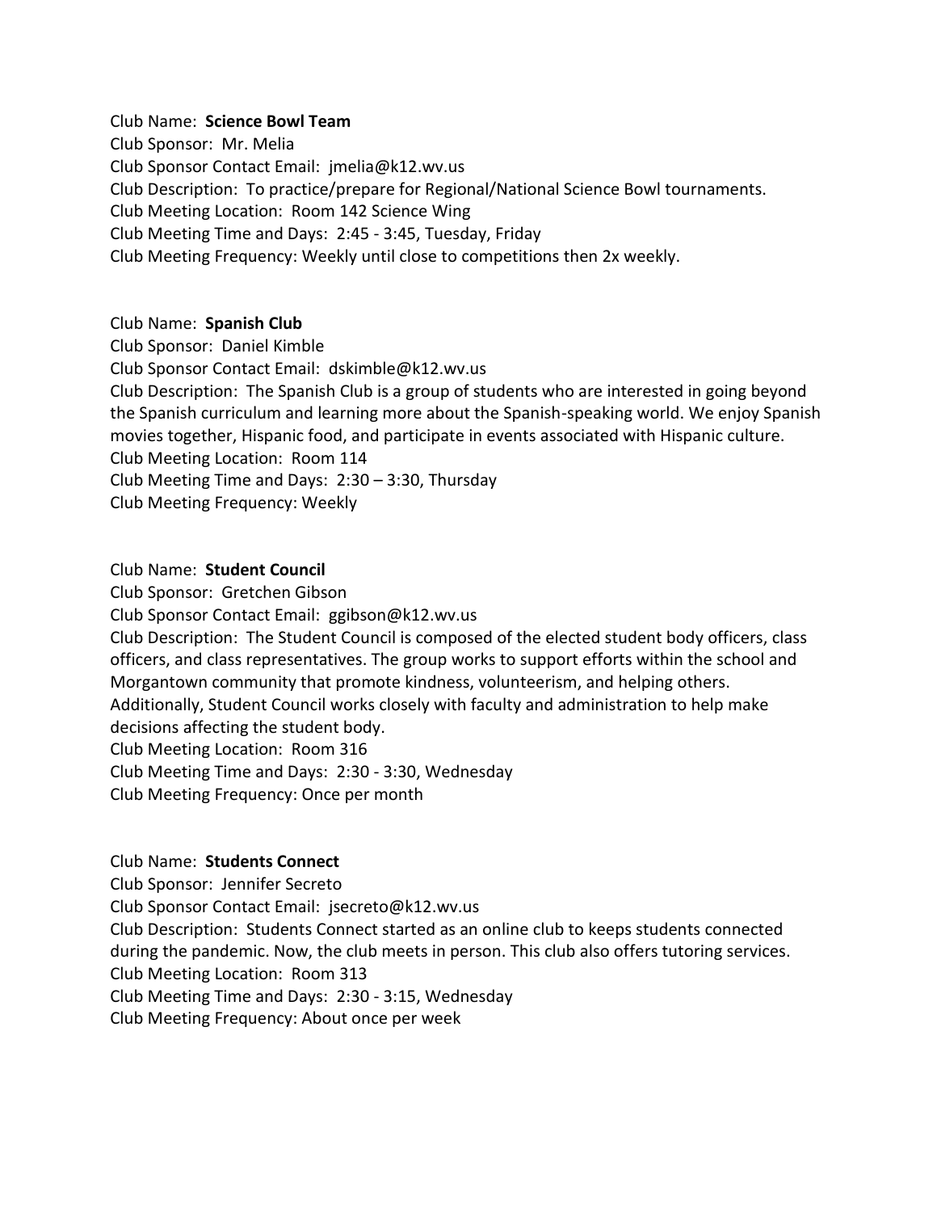Club Name: **Science Bowl Team**
Club Sponsor: Mr. Melia
Club Sponsor Contact Email: jmelia@k12.wv.us
Club Description: To practice/prepare for Regional/National Science Bowl tournaments.
Club Meeting Location: Room 142 Science Wing
Club Meeting Time and Days: 2:45 - 3:45, Tuesday, Friday
Club Meeting Frequency: Weekly until close to competitions then 2x weekly.

Club Name: **Spanish Club**
Club Sponsor: Daniel Kimble
Club Sponsor Contact Email: dskimble@k12.wv.us
Club Description: The Spanish Club is a group of students who are interested in going beyond the Spanish curriculum and learning more about the Spanish-speaking world. We enjoy Spanish movies together, Hispanic food, and participate in events associated with Hispanic culture.
Club Meeting Location: Room 114
Club Meeting Time and Days: 2:30 – 3:30, Thursday
Club Meeting Frequency: Weekly

Club Name: **Student Council**
Club Sponsor: Gretchen Gibson
Club Sponsor Contact Email: ggibson@k12.wv.us
Club Description: The Student Council is composed of the elected student body officers, class officers, and class representatives. The group works to support efforts within the school and Morgantown community that promote kindness, volunteerism, and helping others. Additionally, Student Council works closely with faculty and administration to help make decisions affecting the student body.
Club Meeting Location: Room 316
Club Meeting Time and Days: 2:30 - 3:30, Wednesday
Club Meeting Frequency: Once per month

Club Name: **Students Connect**
Club Sponsor: Jennifer Secreto
Club Sponsor Contact Email: jsecreto@k12.wv.us
Club Description: Students Connect started as an online club to keeps students connected during the pandemic. Now, the club meets in person. This club also offers tutoring services.
Club Meeting Location: Room 313
Club Meeting Time and Days: 2:30 - 3:15, Wednesday
Club Meeting Frequency: About once per week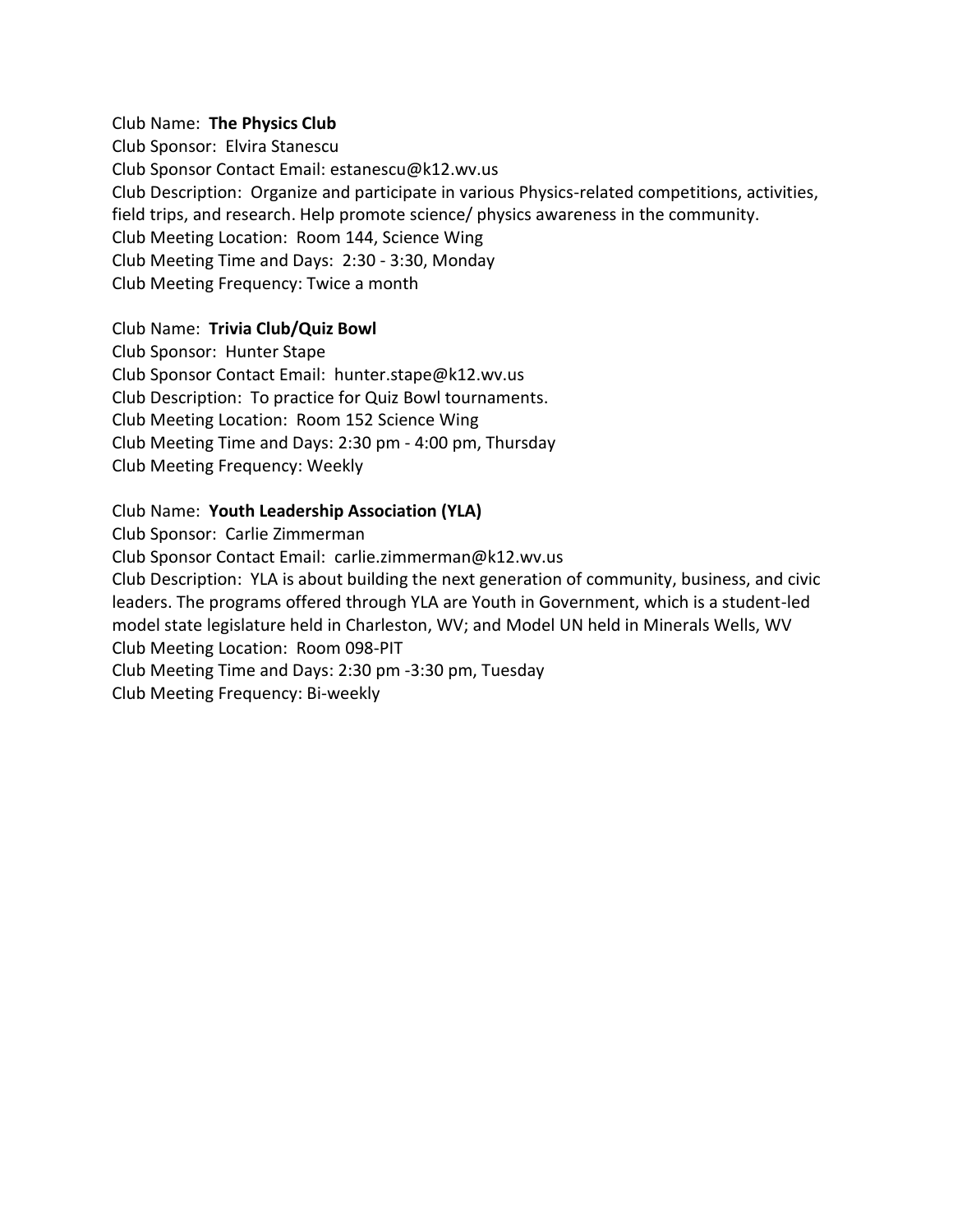Club Name: **The Physics Club**
Club Sponsor: Elvira Stanescu
Club Sponsor Contact Email: estanescu@k12.wv.us
Club Description: Organize and participate in various Physics-related competitions, activities, field trips, and research. Help promote science/ physics awareness in the community.
Club Meeting Location: Room 144, Science Wing
Club Meeting Time and Days: 2:30 - 3:30, Monday
Club Meeting Frequency: Twice a month

Club Name: **Trivia Club/Quiz Bowl**
Club Sponsor: Hunter Stape
Club Sponsor Contact Email: hunter.stape@k12.wv.us
Club Description: To practice for Quiz Bowl tournaments.
Club Meeting Location: Room 152 Science Wing
Club Meeting Time and Days: 2:30 pm - 4:00 pm, Thursday
Club Meeting Frequency: Weekly

Club Name: **Youth Leadership Association (YLA)**
Club Sponsor: Carlie Zimmerman
Club Sponsor Contact Email: carlie.zimmerman@k12.wv.us
Club Description: YLA is about building the next generation of community, business, and civic leaders. The programs offered through YLA are Youth in Government, which is a student-led model state legislature held in Charleston, WV; and Model UN held in Minerals Wells, WV
Club Meeting Location: Room 098-PIT
Club Meeting Time and Days: 2:30 pm -3:30 pm, Tuesday
Club Meeting Frequency: Bi-weekly